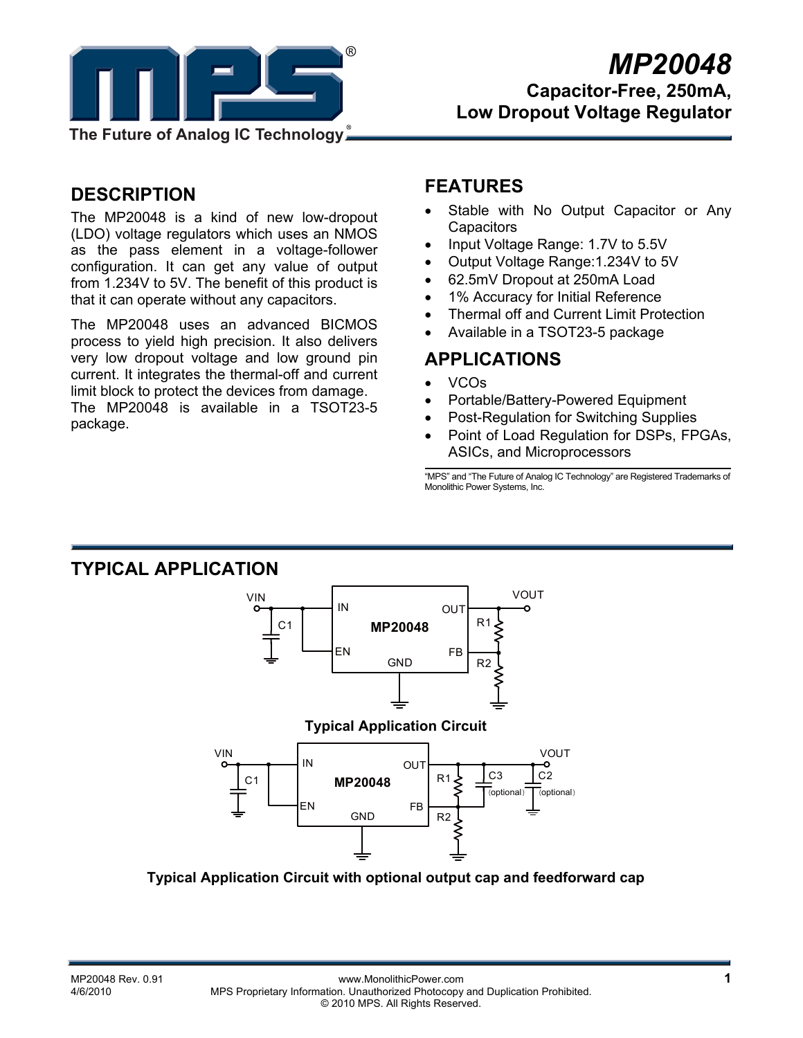# MP20048

## Capacitor-Free, 250mA, Low Dropout Voltage Regulator

## DESCRIPTION

The MP20048 is a kind of new low-dropout (LDO) voltage regulators which uses an NMOS as the pass element in a voltage-follower configuration. It can get any value of output from 1.234V to 5V. The benefit of this product is that it can operate without any capacitors.

The MP20048 uses an advanced BICMOS process to yield high precision. It also delivers very low dropout voltage and low ground pin current. It integrates the thermal-off and current limit block to protect the devices from damage. The MP20048 is available in a TSOT23-5 package.

## FEATURES

- Stable with No Output Capacitor or Any Capacitors
- Input Voltage Range: 1.7V to 5.5V
- Output Voltage Range:1.234V to 5V
- 62.5mV Dropout at 250mA Load
- 1% Accuracy for Initial Reference
- Thermal off and Current Limit Protection
- Available in a TSOT23-5 package

## APPLICATIONS

- VCOs
- Portable/Battery-Powered Equipment
- Post-Regulation for Switching Supplies
- Point of Load Regulation for DSPs, FPGAs, ASICs, and Microprocessors

"MPS" and "The Future of Analog IC Technology" are Registered Trademarks of Monolithic Power Systems, Inc.

## TYPICAL APPLICATION

Typical Application Circuit

Typical Application Circuit with optional output cap and feedforward cap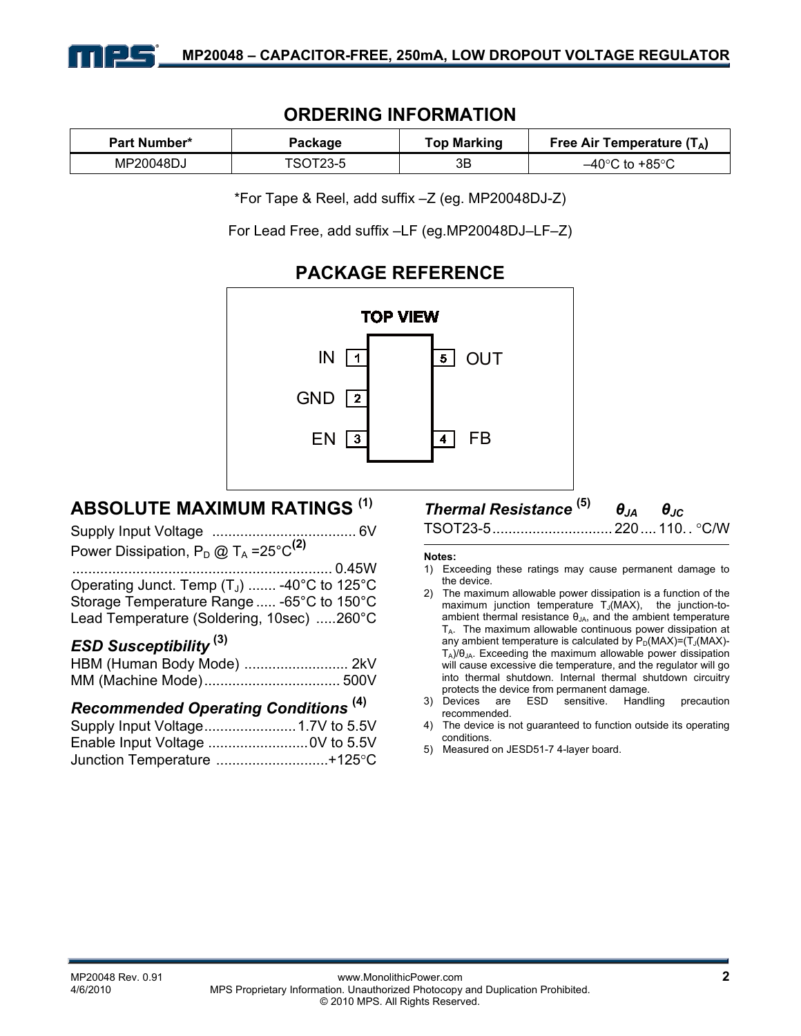## ORDERING INFORMATION

| Part Number* | Package | Top Marking | Free Air Temperature ($T_A$) |
|---|---|---|---|
| MP20048DJ | TSOT23-5 | 3B | –40°C to +85°C |

*For Tape & Reel, add suffix –Z (eg. MP20048DJ-Z)

For Lead Free, add suffix –LF (eg.MP20048DJ–LF–Z)

## PACKAGE REFERENCE

TOP VIEW

| Pin | Name | Pin | Name |
|---|---|---|---|
| 1 | IN | 5 | OUT |
| 2 | GND | | |
| 3 | EN | 4 | FB |

## ABSOLUTE MAXIMUM RATINGS (1)

Supply Input Voltage .................................... 6V
Power Dissipation, $P_D$ @ $T_A$ =25°C(2) ................................................................ 0.45W
Operating Junct. Temp ($T_J$) ....... -40°C to 125°C
Storage Temperature Range ..... -65°C to 150°C
Lead Temperature (Soldering, 10sec) .....260°C

### *ESD Susceptibility (3)*

HBM (Human Body Mode) .......................... 2kV
MM (Machine Mode).................................. 500V

### *Recommended Operating Conditions (4)*

Supply Input Voltage....................... 1.7V to 5.5V
Enable Input Voltage ......................... 0V to 5.5V
Junction Temperature ............................+125°C

### *Thermal Resistance (5)* $\theta_{JA}$ $\theta_{JC}$

TSOT23-5 .............................. 220 .... 110. . °C/W

**Notes:**

1) Exceeding these ratings may cause permanent damage to the device.
2) The maximum allowable power dissipation is a function of the maximum junction temperature $T_J$(MAX), the junction-to-ambient thermal resistance $\theta_{JA}$, and the ambient temperature $T_A$. The maximum allowable continuous power dissipation at any ambient temperature is calculated by $P_D(MAX)=(T_J(MAX)-T_A)/\theta_{JA}$. Exceeding the maximum allowable power dissipation will cause excessive die temperature, and the regulator will go into thermal shutdown. Internal thermal shutdown circuitry protects the device from permanent damage.
3) Devices are ESD sensitive. Handling precaution recommended.
4) The device is not guaranteed to function outside its operating conditions.
5) Measured on JESD51-7 4-layer board.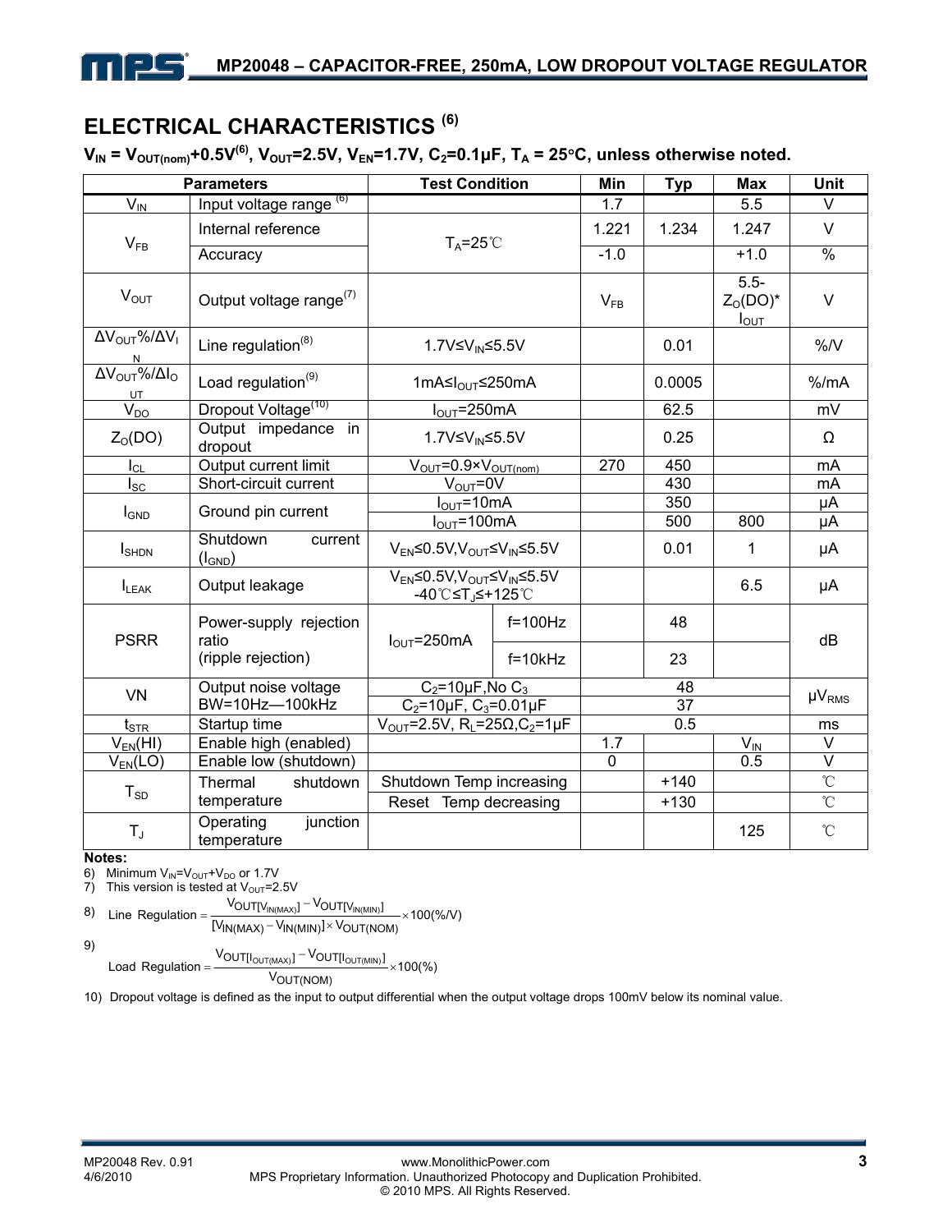## ELECTRICAL CHARACTERISTICS (6)

$V_{IN} = V_{OUT(nom)}+0.5V^{(6)}$, $V_{OUT}=2.5V$, $V_{EN}=1.7V$, $C_2=0.1\mu F$, $T_A = 25°C$, unless otherwise noted.

| Parameters | | Test Condition | | Min | Typ | Max | Unit |
|---|---|---|---|---|---|---|---|
| $V_{IN}$ | Input voltage range (6) | | | 1.7 | | 5.5 | V |
| $V_{FB}$ | Internal reference | $T_A$=25℃ | | 1.221 | 1.234 | 1.247 | V |
| | Accuracy | | | -1.0 | | +1.0 | % |
| $V_{OUT}$ | Output voltage range(7) | | | $V_{FB}$ | | 5.5-$Z_O$(DO)* $I_{OUT}$ | V |
| $\Delta V_{OUT}\%/\Delta V_{IN}$ | Line regulation(8) | 1.7V≤$V_{IN}$≤5.5V | | | 0.01 | | %/V |
| $\Delta V_{OUT}\%/\Delta I_{OUT}$ | Load regulation(9) | 1mA≤$I_{OUT}$≤250mA | | | 0.0005 | | %/mA |
| $V_{DO}$ | Dropout Voltage(10) | $I_{OUT}$=250mA | | | 62.5 | | mV |
| $Z_O$(DO) | Output impedance in dropout | 1.7V≤$V_{IN}$≤5.5V | | | 0.25 | | Ω |
| $I_{CL}$ | Output current limit | $V_{OUT}$=0.9×$V_{OUT(nom)}$ | | 270 | 450 | | mA |
| $I_{SC}$ | Short-circuit current | $V_{OUT}$=0V | | | 430 | | mA |
| $I_{GND}$ | Ground pin current | $I_{OUT}$=10mA | | | 350 | | μA |
| | | $I_{OUT}$=100mA | | | 500 | 800 | μA |
| $I_{SHDN}$ | Shutdown current ($I_{GND}$) | $V_{EN}$≤0.5V,$V_{OUT}$≤$V_{IN}$≤5.5V | | | 0.01 | 1 | μA |
| $I_{LEAK}$ | Output leakage | $V_{EN}$≤0.5V,$V_{OUT}$≤$V_{IN}$≤5.5V -40℃≤$T_J$≤+125℃ | | | | 6.5 | μA |
| PSRR | Power-supply rejection ratio (ripple rejection) | $I_{OUT}$=250mA | f=100Hz | | 48 | | dB |
| | | | f=10kHz | | 23 | | |
| VN | Output noise voltage BW=10Hz—100kHz | $C_2$=10μF,No $C_3$ | | | 48 | | $\mu V_{RMS}$ |
| | | $C_2$=10μF, $C_3$=0.01μF | | | 37 | | |
| $t_{STR}$ | Startup time | $V_{OUT}$=2.5V, $R_L$=25Ω,$C_2$=1μF | | | 0.5 | | ms |
| $V_{EN}$(HI) | Enable high (enabled) | | | 1.7 | | $V_{IN}$ | V |
| $V_{EN}$(LO) | Enable low (shutdown) | | | 0 | | 0.5 | V |
| $T_{SD}$ | Thermal shutdown temperature | Shutdown Temp increasing | | | +140 | | ℃ |
| | | Reset Temp decreasing | | | +130 | | ℃ |
| $T_J$ | Operating junction temperature | | | | | 125 | ℃ |

**Notes:**

6) Minimum $V_{IN}=V_{OUT}+V_{DO}$ or 1.7V
7) This version is tested at $V_{OUT}$=2.5V
8) $$\text{Line Regulation} = \frac{V_{OUT[V_{IN(MAX)}]} - V_{OUT[V_{IN(MIN)}]}}{[V_{IN(MAX)} - V_{IN(MIN)}]\times V_{OUT(NOM)}} \times 100(\%/V)$$
9) $$\text{Load Regulation} = \frac{V_{OUT[I_{OUT(MAX)}]} - V_{OUT[I_{OUT(MIN)}]}}{V_{OUT(NOM)}} \times 100(\%)$$
10) Dropout voltage is defined as the input to output differential when the output voltage drops 100mV below its nominal value.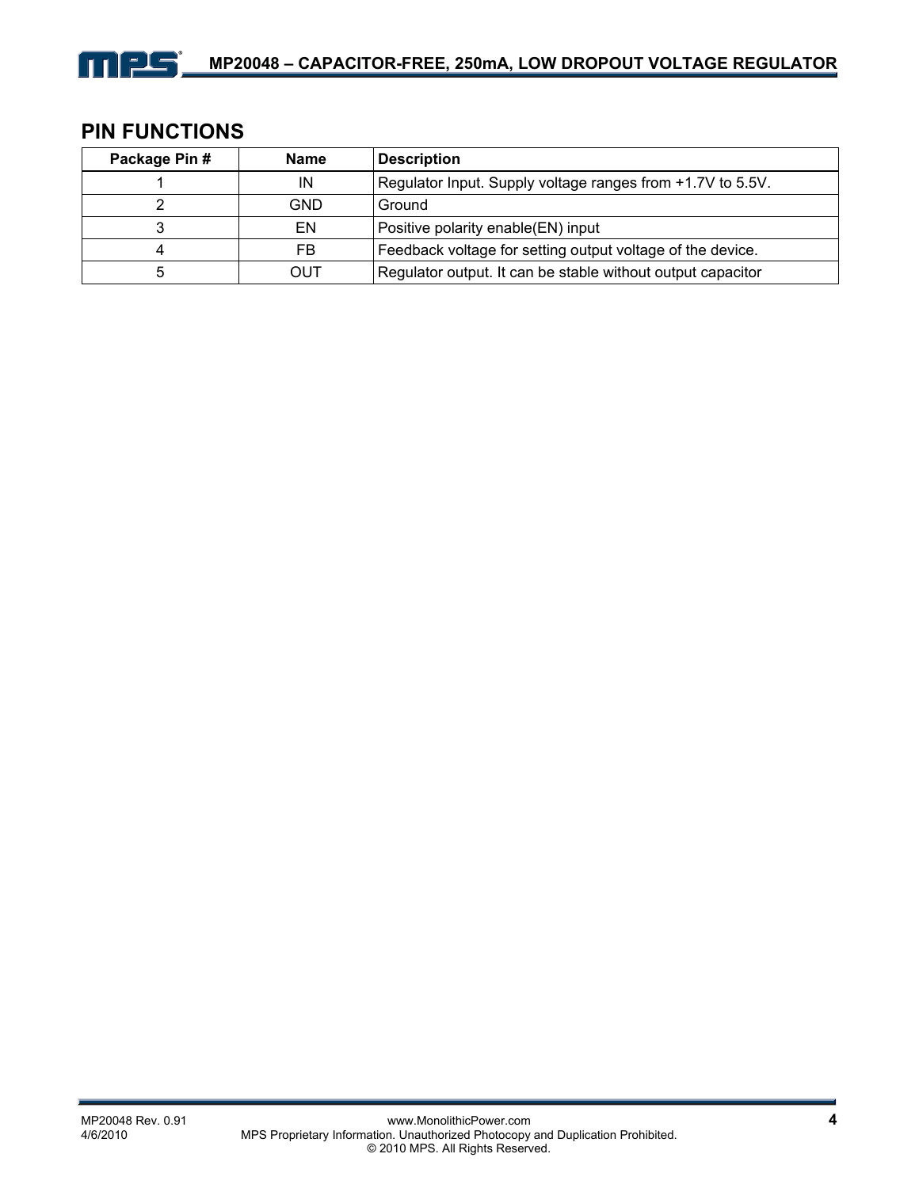## PIN FUNCTIONS

| Package Pin # | Name | Description |
|---|---|---|
| 1 | IN | Regulator Input. Supply voltage ranges from +1.7V to 5.5V. |
| 2 | GND | Ground |
| 3 | EN | Positive polarity enable(EN) input |
| 4 | FB | Feedback voltage for setting output voltage of the device. |
| 5 | OUT | Regulator output. It can be stable without output capacitor |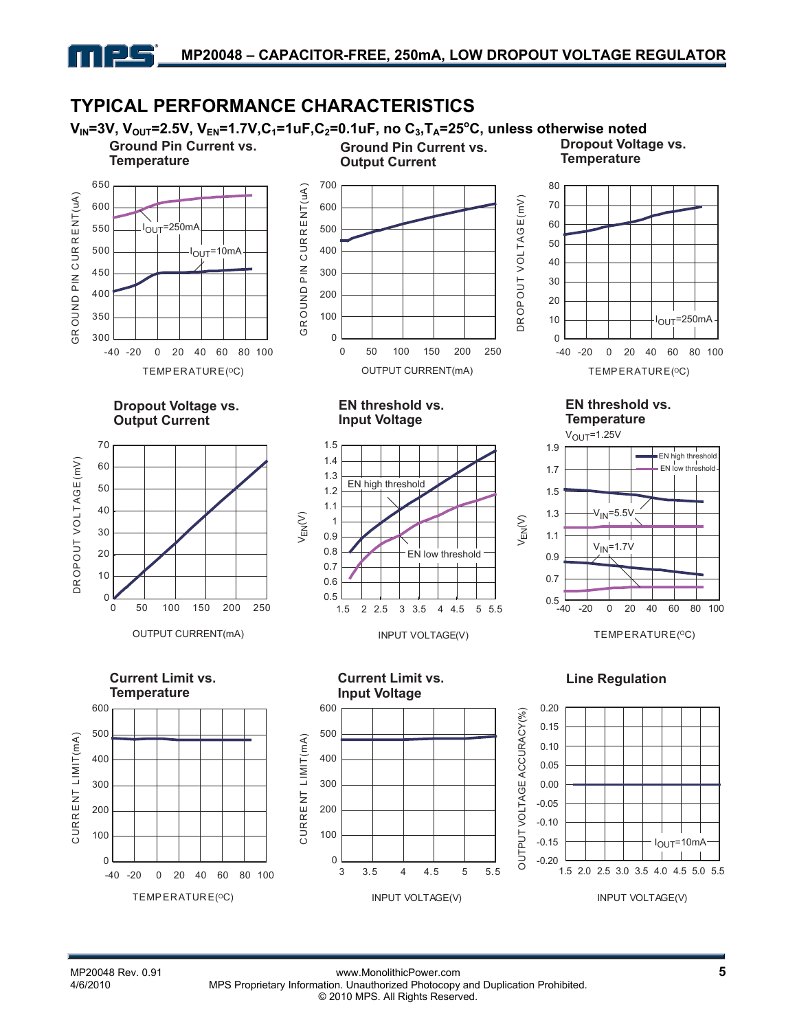## TYPICAL PERFORMANCE CHARACTERISTICS

**$V_{IN}$=3V, $V_{OUT}$=2.5V, $V_{EN}$=1.7V, $C_1$=1uF, $C_2$=0.1uF, no $C_3$, $T_A$=25°C, unless otherwise noted**

**Ground Pin Current vs. Temperature**

GROUND PIN CURRENT(uA) vs. TEMPERATURE(°C)

$I_{OUT}$=250mA, $I_{OUT}$=10mA

**Ground Pin Current vs. Output Current**

GROUND PIN CURRENT(uA) vs. OUTPUT CURRENT(mA)

**Dropout Voltage vs. Temperature**

DROPOUT VOLTAGE(mV) vs. TEMPERATURE(°C)

$I_{OUT}$=250mA

**Dropout Voltage vs. Output Current**

DROPOUT VOLTAGE(mV) vs. OUTPUT CURRENT(mA)

**EN threshold vs. Input Voltage**

$V_{EN}$(V) vs. INPUT VOLTAGE(V)

EN high threshold, EN low threshold

**EN threshold vs. Temperature**

$V_{OUT}$=1.25V

$V_{EN}$(V) vs. TEMPERATURE(°C)

EN high threshold, EN low threshold, $V_{IN}$=5.5V, $V_{IN}$=1.7V

**Current Limit vs. Temperature**

CURRENT LIMIT(mA) vs. TEMPERATURE(°C)

**Current Limit vs. Input Voltage**

CURRENT LIMIT(mA) vs. INPUT VOLTAGE(V)

**Line Regulation**

OUTPUT VOLTAGE ACCURACY(%) vs. INPUT VOLTAGE(V)

$I_{OUT}$=10mA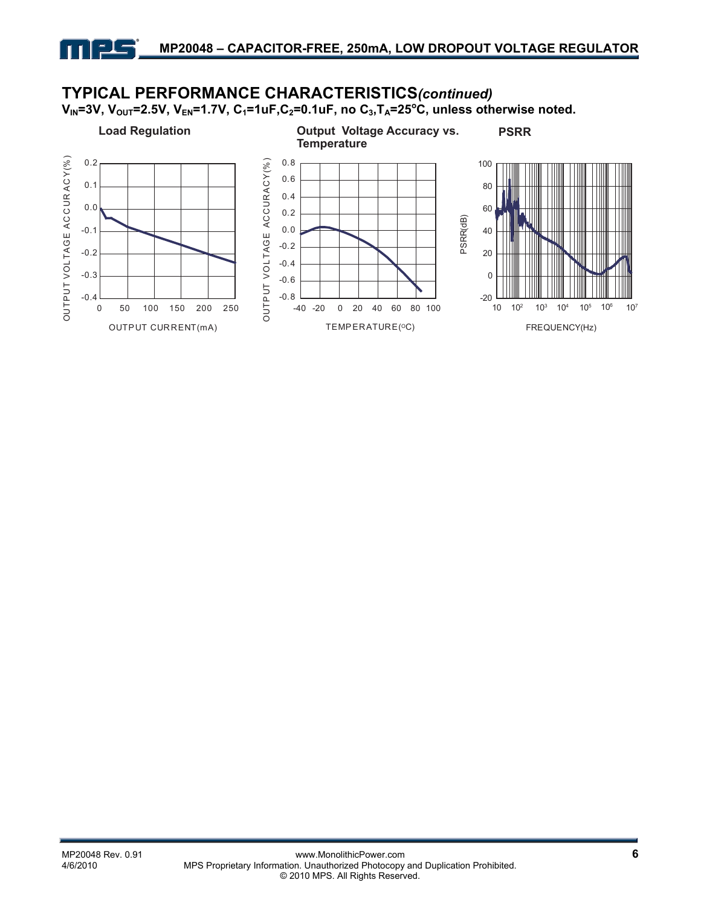## TYPICAL PERFORMANCE CHARACTERISTICS *(continued)*

**$V_{IN}$=3V, $V_{OUT}$=2.5V, $V_{EN}$=1.7V, $C_1$=1uF, $C_2$=0.1uF, no $C_3$, $T_A$=25°C, unless otherwise noted.**

**Load Regulation**

OUTPUT VOLTAGE ACCURACY(%)

0.2, 0.1, 0.0, -0.1, -0.2, -0.3, -0.4

0, 50, 100, 150, 200, 250

OUTPUT CURRENT(mA)

**Output Voltage Accuracy vs. Temperature**

OUTPUT VOLTAGE ACCURACY(%)

0.8, 0.6, 0.4, 0.2, 0.0, -0.2, -0.4, -0.6, -0.8

-40, -20, 0, 20, 40, 60, 80, 100

TEMPERATURE(°C)

**PSRR**

PSRR(dB)

100, 80, 60, 40, 20, 0, -20

10, $10^2$, $10^3$, $10^4$, $10^5$, $10^6$, $10^7$

FREQUENCY(Hz)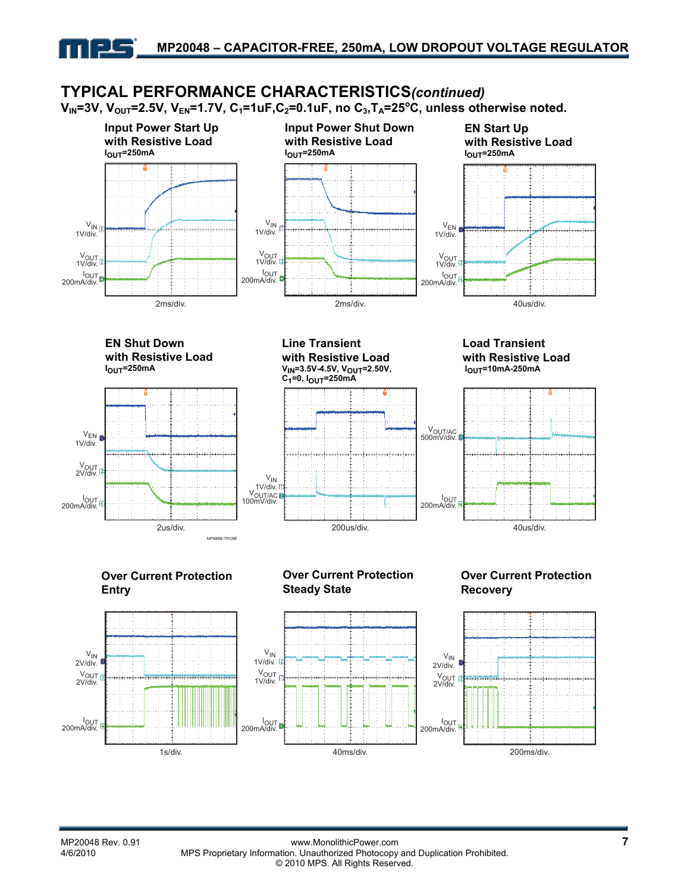## TYPICAL PERFORMANCE CHARACTERISTICS *(continued)*

**$V_{IN}$=3V, $V_{OUT}$=2.5V, $V_{EN}$=1.7V, $C_1$=1uF, $C_2$=0.1uF, no $C_3$, $T_A$=25°C, unless otherwise noted.**

**Input Power Start Up with Resistive Load**
$I_{OUT}$=250mA

$V_{IN}$ 1V/div.
$V_{OUT}$ 1V/div.
$I_{OUT}$ 200mA/div.
2ms/div.

**Input Power Shut Down with Resistive Load**
$I_{OUT}$=250mA

$V_{IN}$ 1V/div.
$V_{OUT}$ 1V/div.
$I_{OUT}$ 200mA/div.
2ms/div.

**EN Start Up with Resistive Load**
$I_{OUT}$=250mA

$V_{EN}$ 1V/div.
$V_{OUT}$ 1V/div.
$I_{OUT}$ 200mA/div.
40us/div.

**EN Shut Down with Resistive Load**
$I_{OUT}$=250mA

$V_{EN}$ 1V/div.
$V_{OUT}$ 2V/div.
$I_{OUT}$ 200mA/div.
2us/div.

**Line Transient with Resistive Load**
$V_{IN}$=3.5V-4.5V, $V_{OUT}$=2.50V, $C_1$=0, $I_{OUT}$=250mA

$V_{IN}$ 1V/div.
$V_{OUT/AC}$ 100mV/div.
200us/div.

**Load Transient with Resistive Load**
$I_{OUT}$=10mA-250mA

$V_{OUT/AC}$ 500mV/div.
$I_{OUT}$ 200mA/div.
40us/div.

**Over Current Protection Entry**

$V_{IN}$ 2V/div.
$V_{OUT}$ 2V/div.
$I_{OUT}$ 200mA/div.
1s/div.

**Over Current Protection Steady State**

$V_{IN}$ 1V/div.
$V_{OUT}$ 1V/div.
$I_{OUT}$ 200mA/div.
40ms/div.

**Over Current Protection Recovery**

$V_{IN}$ 2V/div.
$V_{OUT}$ 2V/div.
$I_{OUT}$ 200mA/div.
200ms/div.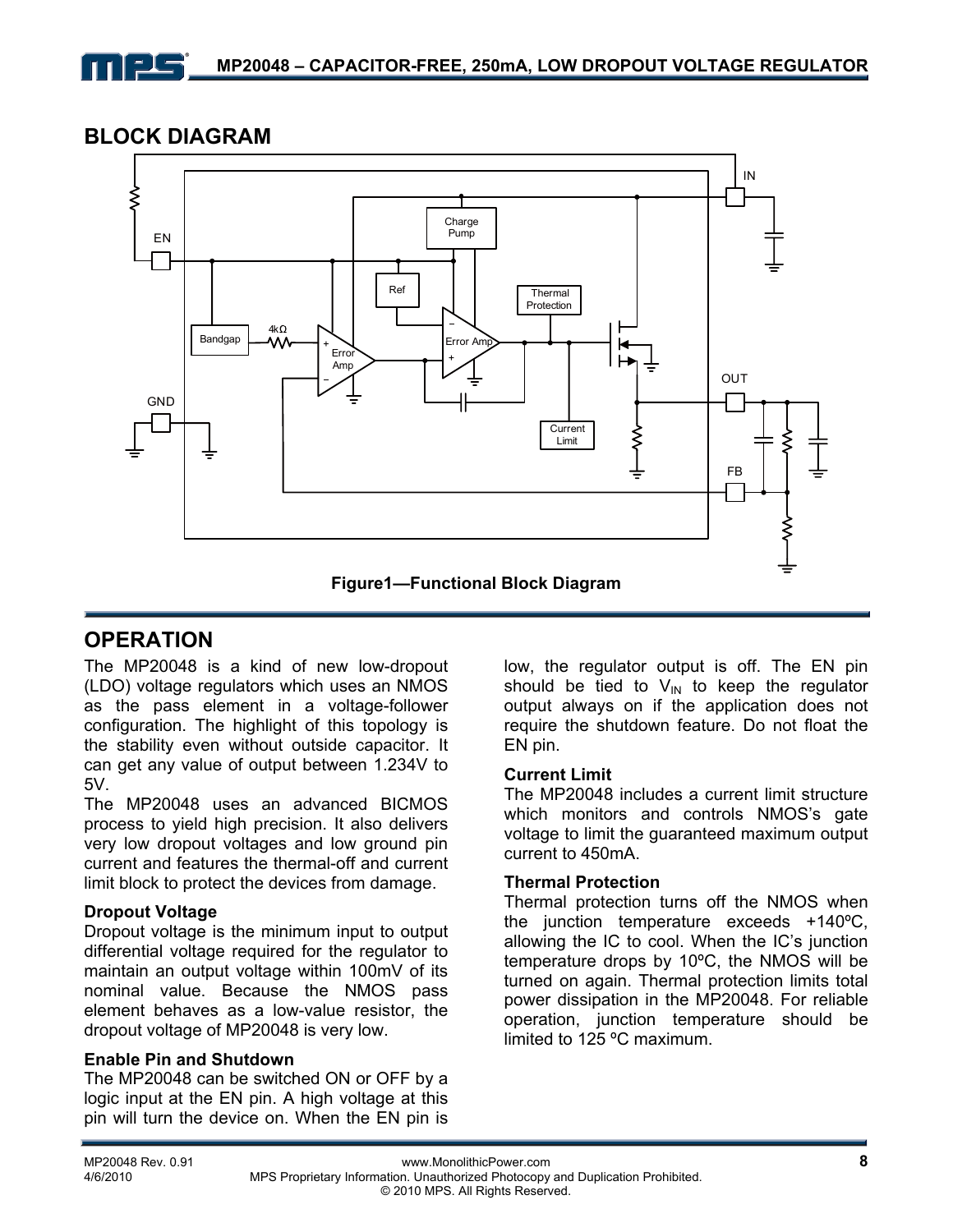## BLOCK DIAGRAM

**Figure1—Functional Block Diagram**

## OPERATION

The MP20048 is a kind of new low-dropout (LDO) voltage regulators which uses an NMOS as the pass element in a voltage-follower configuration. The highlight of this topology is the stability even without outside capacitor. It can get any value of output between 1.234V to 5V.

The MP20048 uses an advanced BICMOS process to yield high precision. It also delivers very low dropout voltages and low ground pin current and features the thermal-off and current limit block to protect the devices from damage.

### Dropout Voltage

Dropout voltage is the minimum input to output differential voltage required for the regulator to maintain an output voltage within 100mV of its nominal value. Because the NMOS pass element behaves as a low-value resistor, the dropout voltage of MP20048 is very low.

### Enable Pin and Shutdown

The MP20048 can be switched ON or OFF by a logic input at the EN pin. A high voltage at this pin will turn the device on. When the EN pin is low, the regulator output is off. The EN pin should be tied to $V_{IN}$ to keep the regulator output always on if the application does not require the shutdown feature. Do not float the EN pin.

### Current Limit

The MP20048 includes a current limit structure which monitors and controls NMOS's gate voltage to limit the guaranteed maximum output current to 450mA.

### Thermal Protection

Thermal protection turns off the NMOS when the junction temperature exceeds +140ºC, allowing the IC to cool. When the IC's junction temperature drops by 10ºC, the NMOS will be turned on again. Thermal protection limits total power dissipation in the MP20048. For reliable operation, junction temperature should be limited to 125 ºC maximum.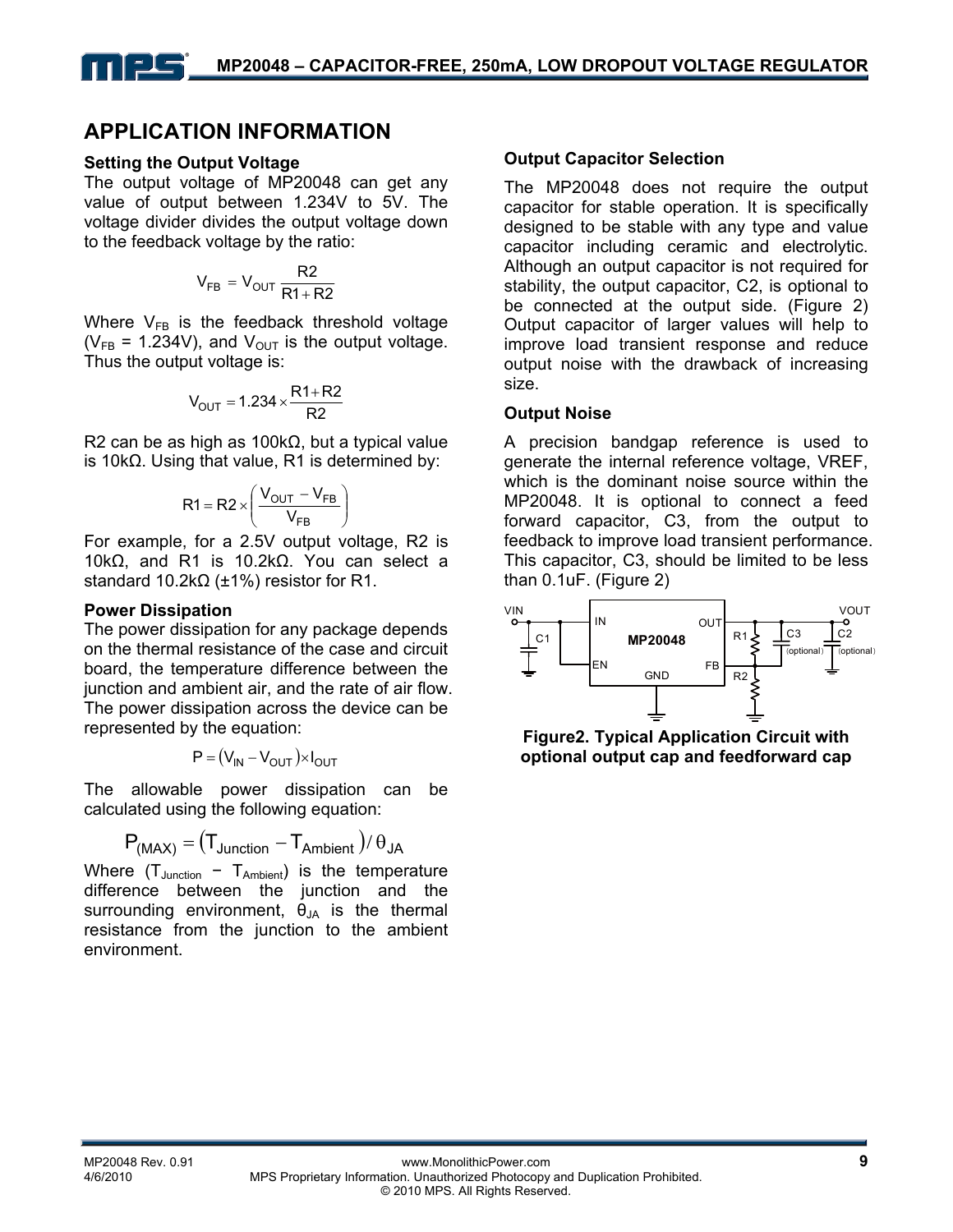## APPLICATION INFORMATION

### Setting the Output Voltage

The output voltage of MP20048 can get any value of output between 1.234V to 5V. The voltage divider divides the output voltage down to the feedback voltage by the ratio:

$$V_{FB} = V_{OUT} \frac{R2}{R1 + R2}$$

Where $V_{FB}$ is the feedback threshold voltage ($V_{FB}$ = 1.234V), and $V_{OUT}$ is the output voltage. Thus the output voltage is:

$$V_{OUT} = 1.234 \times \frac{R1 + R2}{R2}$$

R2 can be as high as 100kΩ, but a typical value is 10kΩ. Using that value, R1 is determined by:

$$R1 = R2 \times \left( \frac{V_{OUT} - V_{FB}}{V_{FB}} \right)$$

For example, for a 2.5V output voltage, R2 is 10kΩ, and R1 is 10.2kΩ. You can select a standard 10.2kΩ (±1%) resistor for R1.

### Power Dissipation

The power dissipation for any package depends on the thermal resistance of the case and circuit board, the temperature difference between the junction and ambient air, and the rate of air flow. The power dissipation across the device can be represented by the equation:

$$P = (V_{IN} - V_{OUT}) \times I_{OUT}$$

The allowable power dissipation can be calculated using the following equation:

$$P_{(MAX)} = (T_{Junction} - T_{Ambient}) / \theta_{JA}$$

Where ($T_{Junction}$ − $T_{Ambient}$) is the temperature difference between the junction and the surrounding environment, $\theta_{JA}$ is the thermal resistance from the junction to the ambient environment.

### Output Capacitor Selection

The MP20048 does not require the output capacitor for stable operation. It is specifically designed to be stable with any type and value capacitor including ceramic and electrolytic. Although an output capacitor is not required for stability, the output capacitor, C2, is optional to be connected at the output side. (Figure 2) Output capacitor of larger values will help to improve load transient response and reduce output noise with the drawback of increasing size.

### Output Noise

A precision bandgap reference is used to generate the internal reference voltage, VREF, which is the dominant noise source within the MP20048. It is optional to connect a feed forward capacitor, C3, from the output to feedback to improve load transient performance. This capacitor, C3, should be limited to be less than 0.1uF. (Figure 2)

**Figure2. Typical Application Circuit with optional output cap and feedforward cap**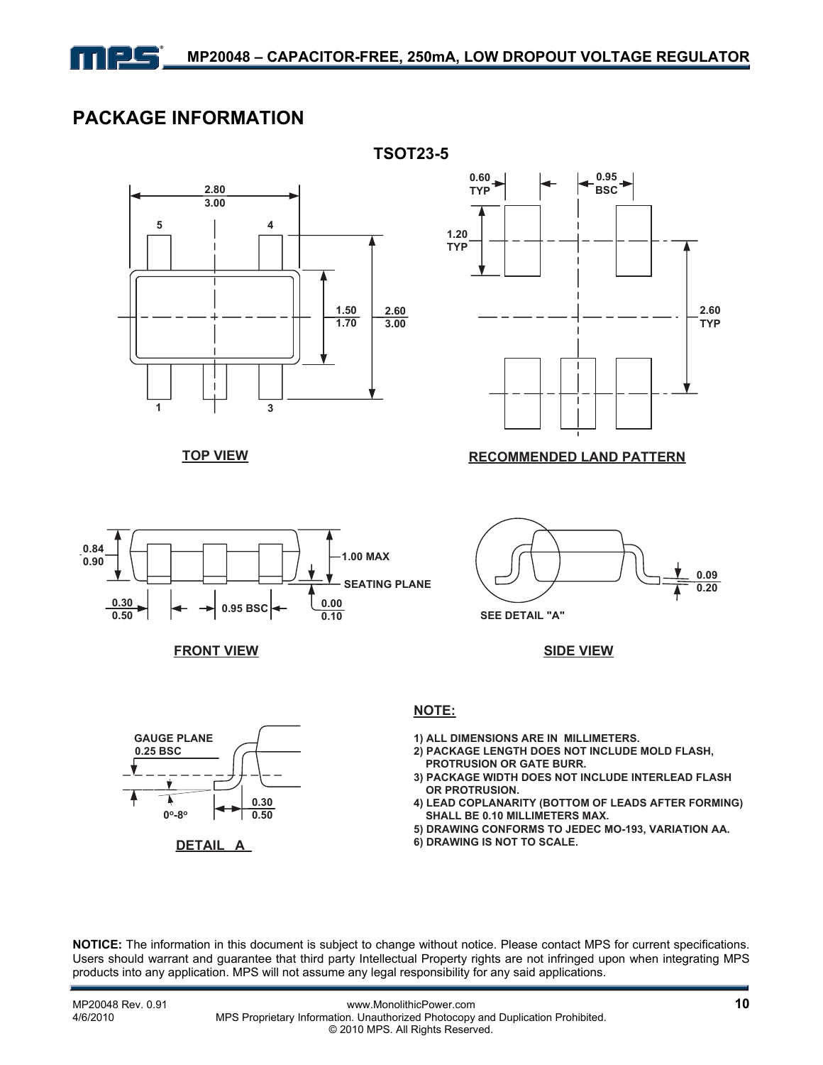# PACKAGE INFORMATION

## TSOT23-5

2.80
3.00

5
4

1.50
1.70

2.60
3.00

1
3

TOP VIEW

0.60
TYP

0.95
BSC

1.20
TYP

2.60
TYP

RECOMMENDED LAND PATTERN

0.84
0.90

1.00 MAX

SEATING PLANE

0.30
0.50

0.95 BSC

0.00
0.10

FRONT VIEW

0.09
0.20

SEE DETAIL "A"

SIDE VIEW

GAUGE PLANE
0.25 BSC

0°-8°

0.30
0.50

DETAIL A

**NOTE:**

1) ALL DIMENSIONS ARE IN MILLIMETERS.
2) PACKAGE LENGTH DOES NOT INCLUDE MOLD FLASH, PROTRUSION OR GATE BURR.
3) PACKAGE WIDTH DOES NOT INCLUDE INTERLEAD FLASH OR PROTRUSION.
4) LEAD COPLANARITY (BOTTOM OF LEADS AFTER FORMING) SHALL BE 0.10 MILLIMETERS MAX.
5) DRAWING CONFORMS TO JEDEC MO-193, VARIATION AA.
6) DRAWING IS NOT TO SCALE.

**NOTICE:** The information in this document is subject to change without notice. Please contact MPS for current specifications. Users should warrant and guarantee that third party Intellectual Property rights are not infringed upon when integrating MPS products into any application. MPS will not assume any legal responsibility for any said applications.